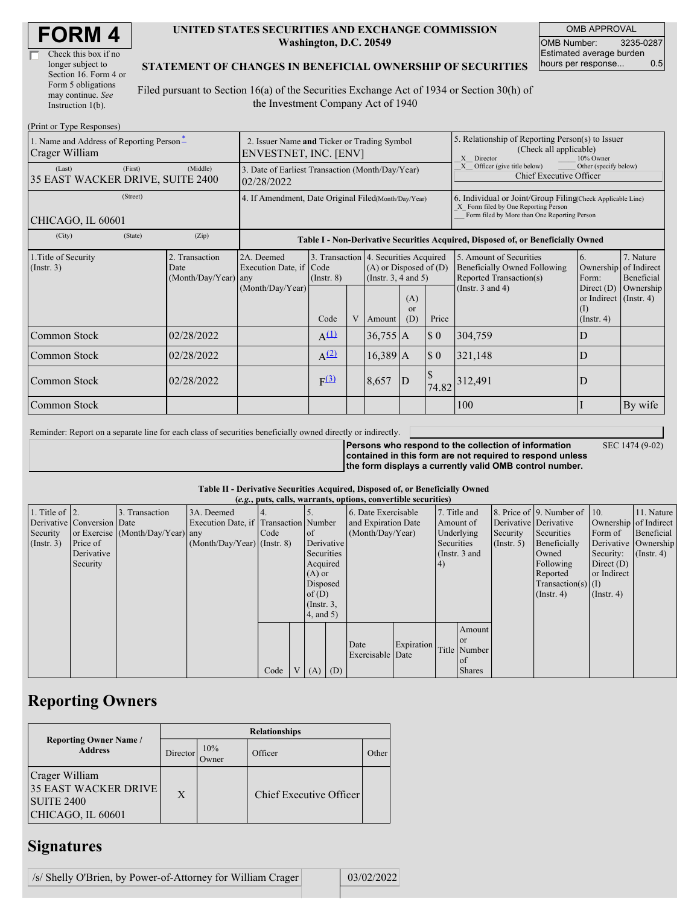# FORM 4

☐ Check this box if no longer subject to Section 16. Form 4 or Form 5 obligations may continue. *See* Instruction 1(b).

**UNITED STATES SECURITIES AND EXCHANGE COMMISSION**
**Washington, D.C. 20549**

**STATEMENT OF CHANGES IN BENEFICIAL OWNERSHIP OF SECURITIES**

Filed pursuant to Section 16(a) of the Securities Exchange Act of 1934 or Section 30(h) of the Investment Company Act of 1940

| OMB APPROVAL | |
|---|---|
| OMB Number: | 3235-0287 |
| Estimated average burden hours per response... | 0.5 |

(Print or Type Responses)

| 1. Name and Address of Reporting Person* | 2. Issuer Name **and** Ticker or Trading Symbol | 5. Relationship of Reporting Person(s) to Issuer (Check all applicable) |
|---|---|---|
| Crager William | ENVESTNET, INC. [ENV] | _X_ Director ___ 10% Owner |
| (Last) (First) (Middle) 35 EAST WACKER DRIVE, SUITE 2400 | 3. Date of Earliest Transaction (Month/Day/Year) 02/28/2022 | _X_ Officer (give title below) ___ Other (specify below) Chief Executive Officer |
| (Street) CHICAGO, IL 60601 | 4. If Amendment, Date Original Filed (Month/Day/Year) | 6. Individual or Joint/Group Filing (Check Applicable Line) _X_ Form filed by One Reporting Person ___ Form filed by More than One Reporting Person |
| (City) (State) (Zip) | | |

**Table I - Non-Derivative Securities Acquired, Disposed of, or Beneficially Owned**

| 1.Title of Security (Instr. 3) | 2. Transaction Date (Month/Day/Year) | 2A. Deemed Execution Date, if any (Month/Day/Year) | 3. Transaction Code (Instr. 8) Code | V | 4. Securities Acquired (A) or Disposed of (D) (Instr. 3, 4 and 5) Amount | (A) or (D) | Price | 5. Amount of Securities Beneficially Owned Following Reported Transaction(s) (Instr. 3 and 4) | 6. Ownership Form: Direct (D) or Indirect (I) (Instr. 4) | 7. Nature of Indirect Beneficial Ownership (Instr. 4) |
|---|---|---|---|---|---|---|---|---|---|---|
| Common Stock | 02/28/2022 | | A[(1)] | | 36,755 | A | $ 0 | 304,759 | D | |
| Common Stock | 02/28/2022 | | A[(2)] | | 16,389 | A | $ 0 | 321,148 | D | |
| Common Stock | 02/28/2022 | | F[(3)] | | 8,657 | D | $ 74.82 | 312,491 | D | |
| Common Stock | | | | | | | | 100 | I | By wife |

Reminder: Report on a separate line for each class of securities beneficially owned directly or indirectly.

**Persons who respond to the collection of information contained in this form are not required to respond unless the form displays a currently valid OMB control number.** SEC 1474 (9-02)

**Table II - Derivative Securities Acquired, Disposed of, or Beneficially Owned**
**(*e.g.*, puts, calls, warrants, options, convertible securities)**

| 1. Title of Derivative Security (Instr. 3) | 2. Conversion or Exercise Price of Derivative Security | 3. Transaction Date (Month/Day/Year) | 3A. Deemed Execution Date, if any (Month/Day/Year) | 4. Transaction Code (Instr. 8) Code | V | 5. Number of Derivative Securities Acquired (A) or Disposed of (D) (Instr. 3, 4, and 5) (A) | (D) | 6. Date Exercisable and Expiration Date (Month/Day/Year) Date Exercisable | Expiration Date | 7. Title and Amount of Underlying Securities (Instr. 3 and 4) Title | Amount or Number of Shares | 8. Price of Derivative Security (Instr. 5) | 9. Number of Derivative Securities Beneficially Owned Following Reported Transaction(s) (Instr. 4) | 10. Ownership Form of Derivative Security: Direct (D) or Indirect (I) (Instr. 4) | 11. Nature of Indirect Beneficial Ownership (Instr. 4) |
|---|---|---|---|---|---|---|---|---|---|---|---|---|---|---|---|

## Reporting Owners

| Reporting Owner Name / Address | Relationships | | | |
|---|---|---|---|---|
| | Director | 10% Owner | Officer | Other |
| Crager William 35 EAST WACKER DRIVE SUITE 2400 CHICAGO, IL 60601 | X | | Chief Executive Officer | |

## Signatures

| /s/ Shelly O'Brien, by Power-of-Attorney for William Crager | 03/02/2022 |
|---|---|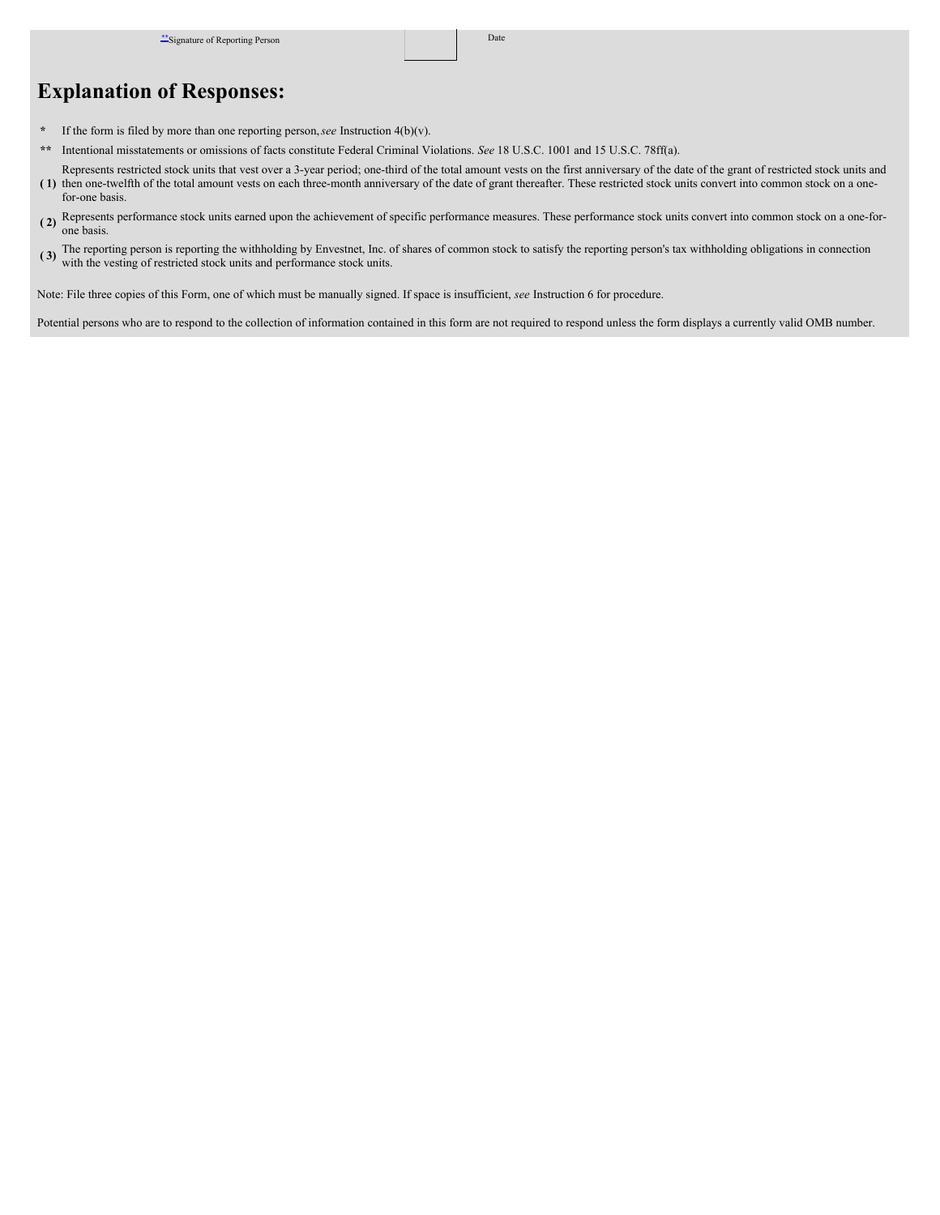| | | |
|---|---|---|
| **Signature of Reporting Person | | Date |

## Explanation of Responses:

\* If the form is filed by more than one reporting person, *see* Instruction 4(b)(v).

** Intentional misstatements or omissions of facts constitute Federal Criminal Violations. *See* 18 U.S.C. 1001 and 15 U.S.C. 78ff(a).

**( 1)** Represents restricted stock units that vest over a 3-year period; one-third of the total amount vests on the first anniversary of the date of the grant of restricted stock units and then one-twelfth of the total amount vests on each three-month anniversary of the date of grant thereafter. These restricted stock units convert into common stock on a one-for-one basis.

**( 2)** Represents performance stock units earned upon the achievement of specific performance measures. These performance stock units convert into common stock on a one-for-one basis.

**( 3)** The reporting person is reporting the withholding by Envestnet, Inc. of shares of common stock to satisfy the reporting person's tax withholding obligations in connection with the vesting of restricted stock units and performance stock units.

Note: File three copies of this Form, one of which must be manually signed. If space is insufficient, *see* Instruction 6 for procedure.

Potential persons who are to respond to the collection of information contained in this form are not required to respond unless the form displays a currently valid OMB number.